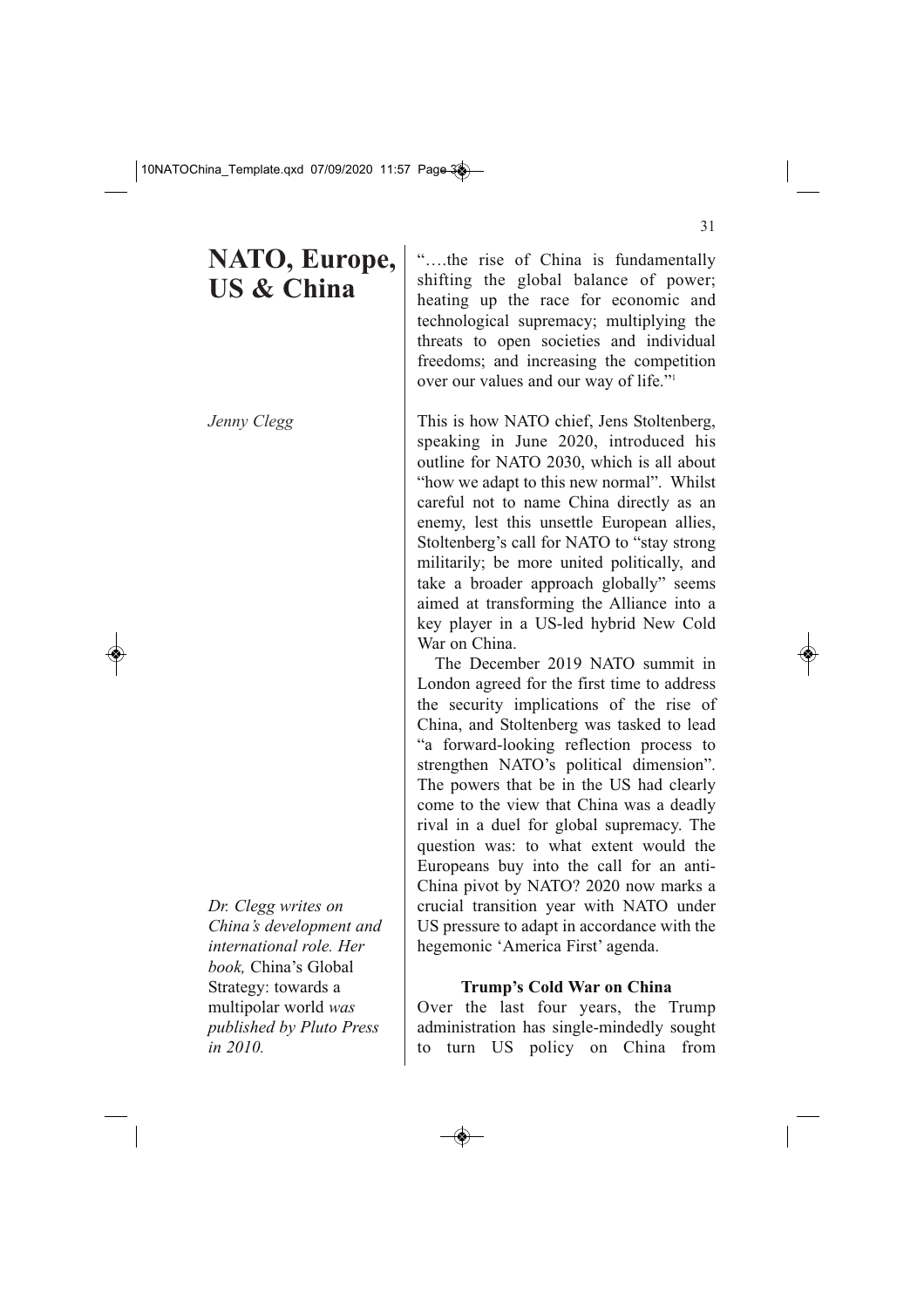# NATO, Europe, US & China

*Jenny Clegg*

*Dr. Clegg writes on China's development and international role. Her book,* China's Global Strategy: towards a multipolar world *was published by Pluto Press in 2010.*

"….the rise of China is fundamentally shifting the global balance of power; heating up the race for economic and technological supremacy; multiplying the threats to open societies and individual freedoms; and increasing the competition over our values and our way of life."[1]

This is how NATO chief, Jens Stoltenberg, speaking in June 2020, introduced his outline for NATO 2030, which is all about "how we adapt to this new normal". Whilst careful not to name China directly as an enemy, lest this unsettle European allies, Stoltenberg's call for NATO to "stay strong militarily; be more united politically, and take a broader approach globally" seems aimed at transforming the Alliance into a key player in a US-led hybrid New Cold War on China.

The December 2019 NATO summit in London agreed for the first time to address the security implications of the rise of China, and Stoltenberg was tasked to lead "a forward-looking reflection process to strengthen NATO's political dimension". The powers that be in the US had clearly come to the view that China was a deadly rival in a duel for global supremacy. The question was: to what extent would the Europeans buy into the call for an anti-China pivot by NATO? 2020 now marks a crucial transition year with NATO under US pressure to adapt in accordance with the hegemonic 'America First' agenda.

### Trump's Cold War on China

Over the last four years, the Trump administration has single-mindedly sought to turn US policy on China from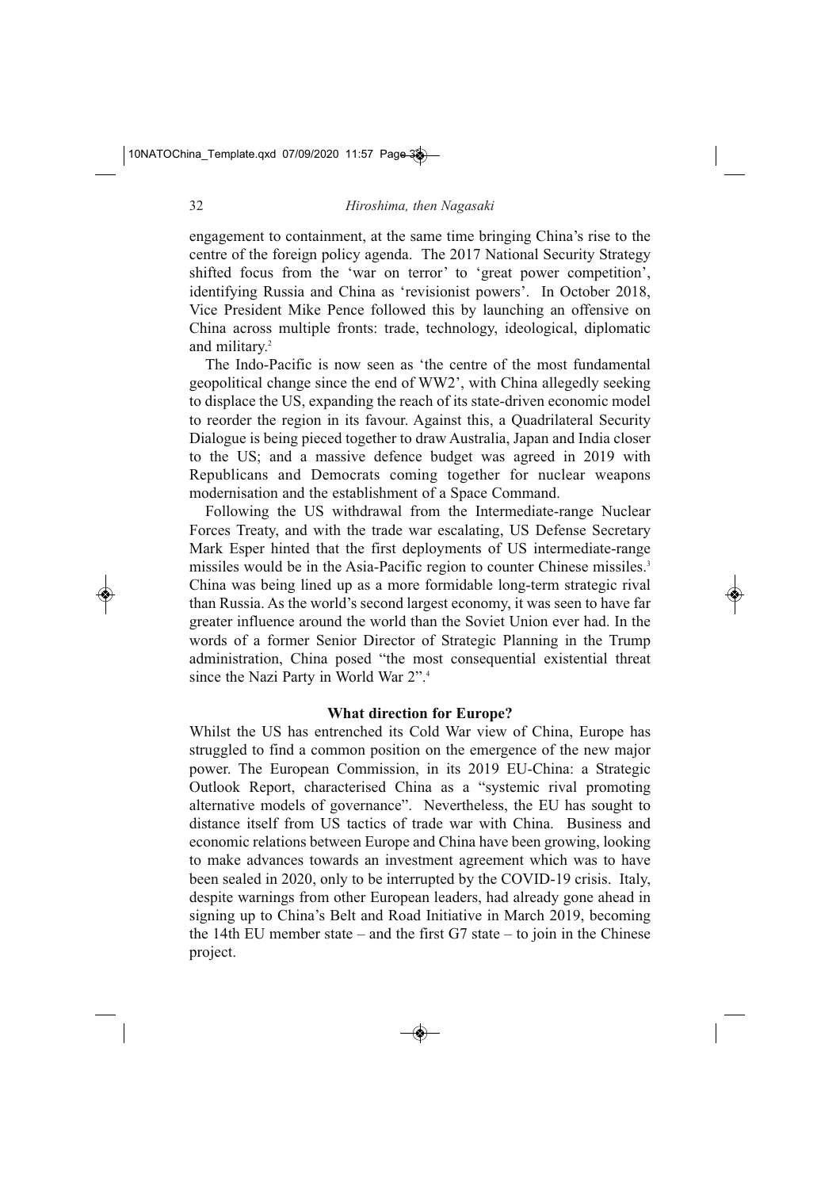engagement to containment, at the same time bringing China's rise to the centre of the foreign policy agenda. The 2017 National Security Strategy shifted focus from the 'war on terror' to 'great power competition', identifying Russia and China as 'revisionist powers'. In October 2018, Vice President Mike Pence followed this by launching an offensive on China across multiple fronts: trade, technology, ideological, diplomatic and military.[2]

The Indo-Pacific is now seen as 'the centre of the most fundamental geopolitical change since the end of WW2', with China allegedly seeking to displace the US, expanding the reach of its state-driven economic model to reorder the region in its favour. Against this, a Quadrilateral Security Dialogue is being pieced together to draw Australia, Japan and India closer to the US; and a massive defence budget was agreed in 2019 with Republicans and Democrats coming together for nuclear weapons modernisation and the establishment of a Space Command.

Following the US withdrawal from the Intermediate-range Nuclear Forces Treaty, and with the trade war escalating, US Defense Secretary Mark Esper hinted that the first deployments of US intermediate-range missiles would be in the Asia-Pacific region to counter Chinese missiles.[3] China was being lined up as a more formidable long-term strategic rival than Russia. As the world's second largest economy, it was seen to have far greater influence around the world than the Soviet Union ever had. In the words of a former Senior Director of Strategic Planning in the Trump administration, China posed "the most consequential existential threat since the Nazi Party in World War 2".[4]

## What direction for Europe?

Whilst the US has entrenched its Cold War view of China, Europe has struggled to find a common position on the emergence of the new major power. The European Commission, in its 2019 EU-China: a Strategic Outlook Report, characterised China as a "systemic rival promoting alternative models of governance". Nevertheless, the EU has sought to distance itself from US tactics of trade war with China. Business and economic relations between Europe and China have been growing, looking to make advances towards an investment agreement which was to have been sealed in 2020, only to be interrupted by the COVID-19 crisis. Italy, despite warnings from other European leaders, had already gone ahead in signing up to China's Belt and Road Initiative in March 2019, becoming the 14th EU member state – and the first G7 state – to join in the Chinese project.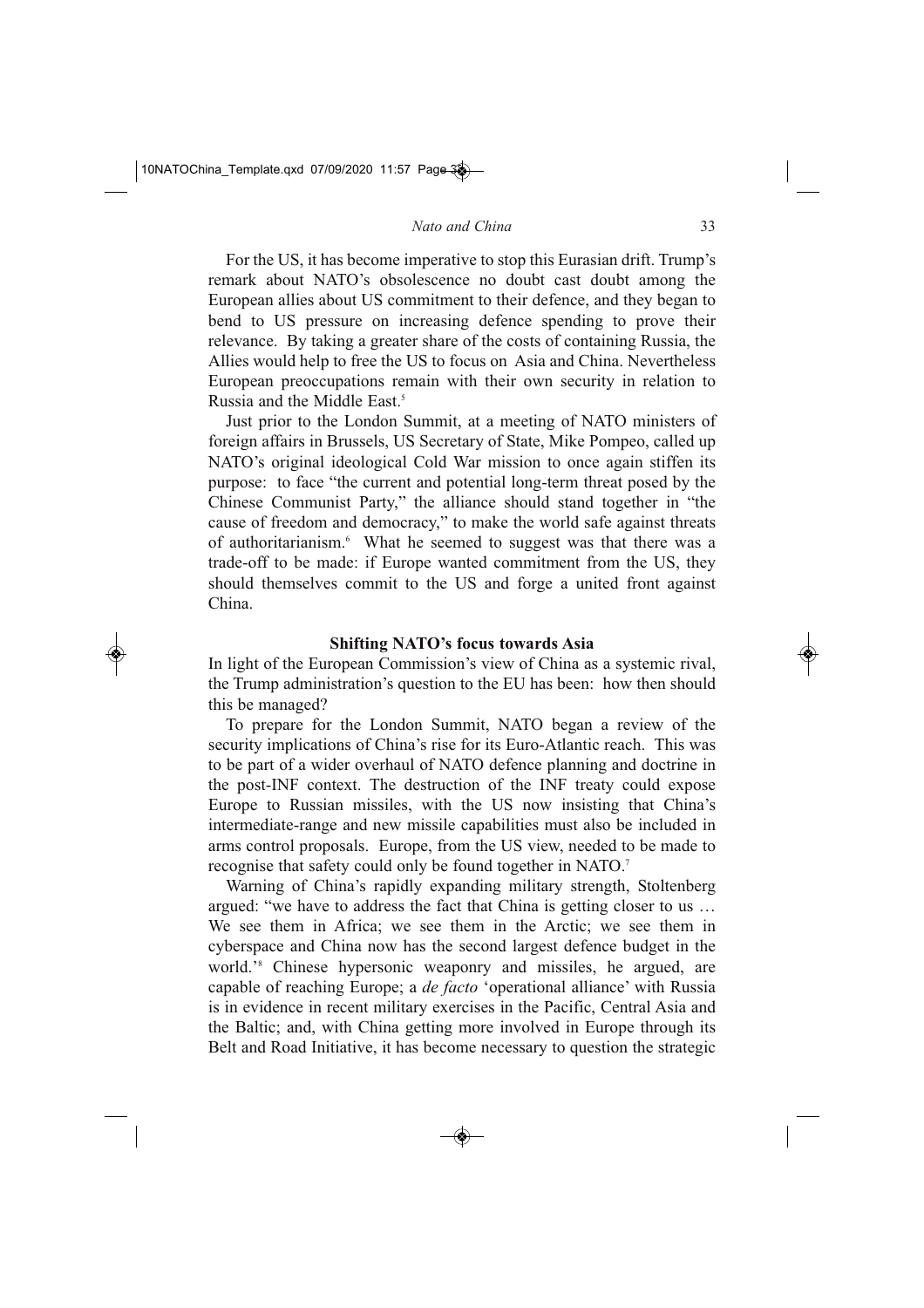For the US, it has become imperative to stop this Eurasian drift. Trump's remark about NATO's obsolescence no doubt cast doubt among the European allies about US commitment to their defence, and they began to bend to US pressure on increasing defence spending to prove their relevance. By taking a greater share of the costs of containing Russia, the Allies would help to free the US to focus on Asia and China. Nevertheless European preoccupations remain with their own security in relation to Russia and the Middle East.[5]

Just prior to the London Summit, at a meeting of NATO ministers of foreign affairs in Brussels, US Secretary of State, Mike Pompeo, called up NATO's original ideological Cold War mission to once again stiffen its purpose: to face "the current and potential long-term threat posed by the Chinese Communist Party," the alliance should stand together in "the cause of freedom and democracy," to make the world safe against threats of authoritarianism.[6] What he seemed to suggest was that there was a trade-off to be made: if Europe wanted commitment from the US, they should themselves commit to the US and forge a united front against China.

## Shifting NATO's focus towards Asia

In light of the European Commission's view of China as a systemic rival, the Trump administration's question to the EU has been: how then should this be managed?

To prepare for the London Summit, NATO began a review of the security implications of China's rise for its Euro-Atlantic reach. This was to be part of a wider overhaul of NATO defence planning and doctrine in the post-INF context. The destruction of the INF treaty could expose Europe to Russian missiles, with the US now insisting that China's intermediate-range and new missile capabilities must also be included in arms control proposals. Europe, from the US view, needed to be made to recognise that safety could only be found together in NATO.[7]

Warning of China's rapidly expanding military strength, Stoltenberg argued: "we have to address the fact that China is getting closer to us … We see them in Africa; we see them in the Arctic; we see them in cyberspace and China now has the second largest defence budget in the world."[8] Chinese hypersonic weaponry and missiles, he argued, are capable of reaching Europe; a *de facto* 'operational alliance' with Russia is in evidence in recent military exercises in the Pacific, Central Asia and the Baltic; and, with China getting more involved in Europe through its Belt and Road Initiative, it has become necessary to question the strategic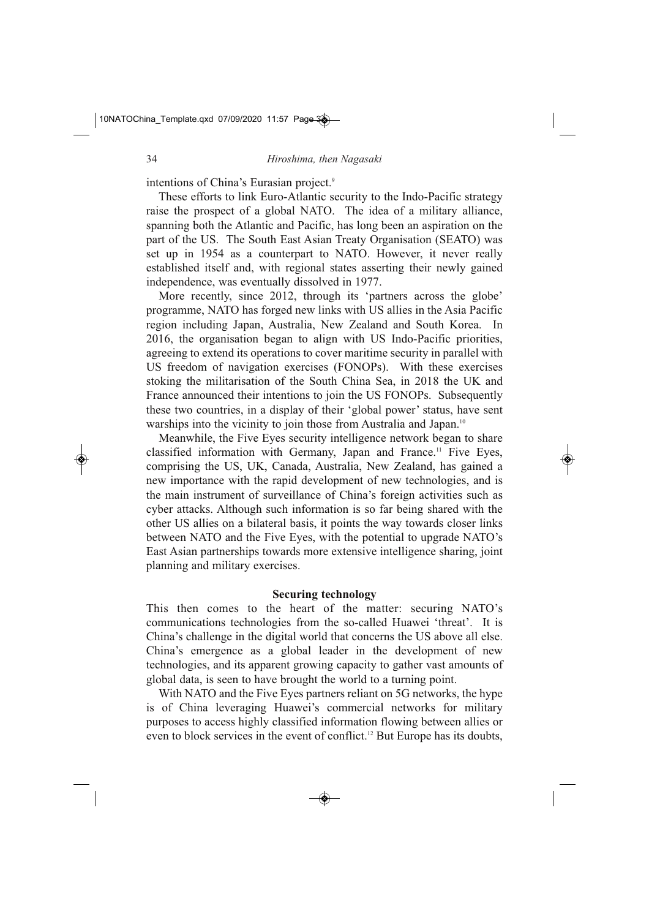intentions of China's Eurasian project.[9]

These efforts to link Euro-Atlantic security to the Indo-Pacific strategy raise the prospect of a global NATO. The idea of a military alliance, spanning both the Atlantic and Pacific, has long been an aspiration on the part of the US. The South East Asian Treaty Organisation (SEATO) was set up in 1954 as a counterpart to NATO. However, it never really established itself and, with regional states asserting their newly gained independence, was eventually dissolved in 1977.

More recently, since 2012, through its 'partners across the globe' programme, NATO has forged new links with US allies in the Asia Pacific region including Japan, Australia, New Zealand and South Korea. In 2016, the organisation began to align with US Indo-Pacific priorities, agreeing to extend its operations to cover maritime security in parallel with US freedom of navigation exercises (FONOPs). With these exercises stoking the militarisation of the South China Sea, in 2018 the UK and France announced their intentions to join the US FONOPs. Subsequently these two countries, in a display of their 'global power' status, have sent warships into the vicinity to join those from Australia and Japan.[10]

Meanwhile, the Five Eyes security intelligence network began to share classified information with Germany, Japan and France.[11] Five Eyes, comprising the US, UK, Canada, Australia, New Zealand, has gained a new importance with the rapid development of new technologies, and is the main instrument of surveillance of China's foreign activities such as cyber attacks. Although such information is so far being shared with the other US allies on a bilateral basis, it points the way towards closer links between NATO and the Five Eyes, with the potential to upgrade NATO's East Asian partnerships towards more extensive intelligence sharing, joint planning and military exercises.

### Securing technology

This then comes to the heart of the matter: securing NATO's communications technologies from the so-called Huawei 'threat'. It is China's challenge in the digital world that concerns the US above all else. China's emergence as a global leader in the development of new technologies, and its apparent growing capacity to gather vast amounts of global data, is seen to have brought the world to a turning point.

With NATO and the Five Eyes partners reliant on 5G networks, the hype is of China leveraging Huawei's commercial networks for military purposes to access highly classified information flowing between allies or even to block services in the event of conflict.[12] But Europe has its doubts,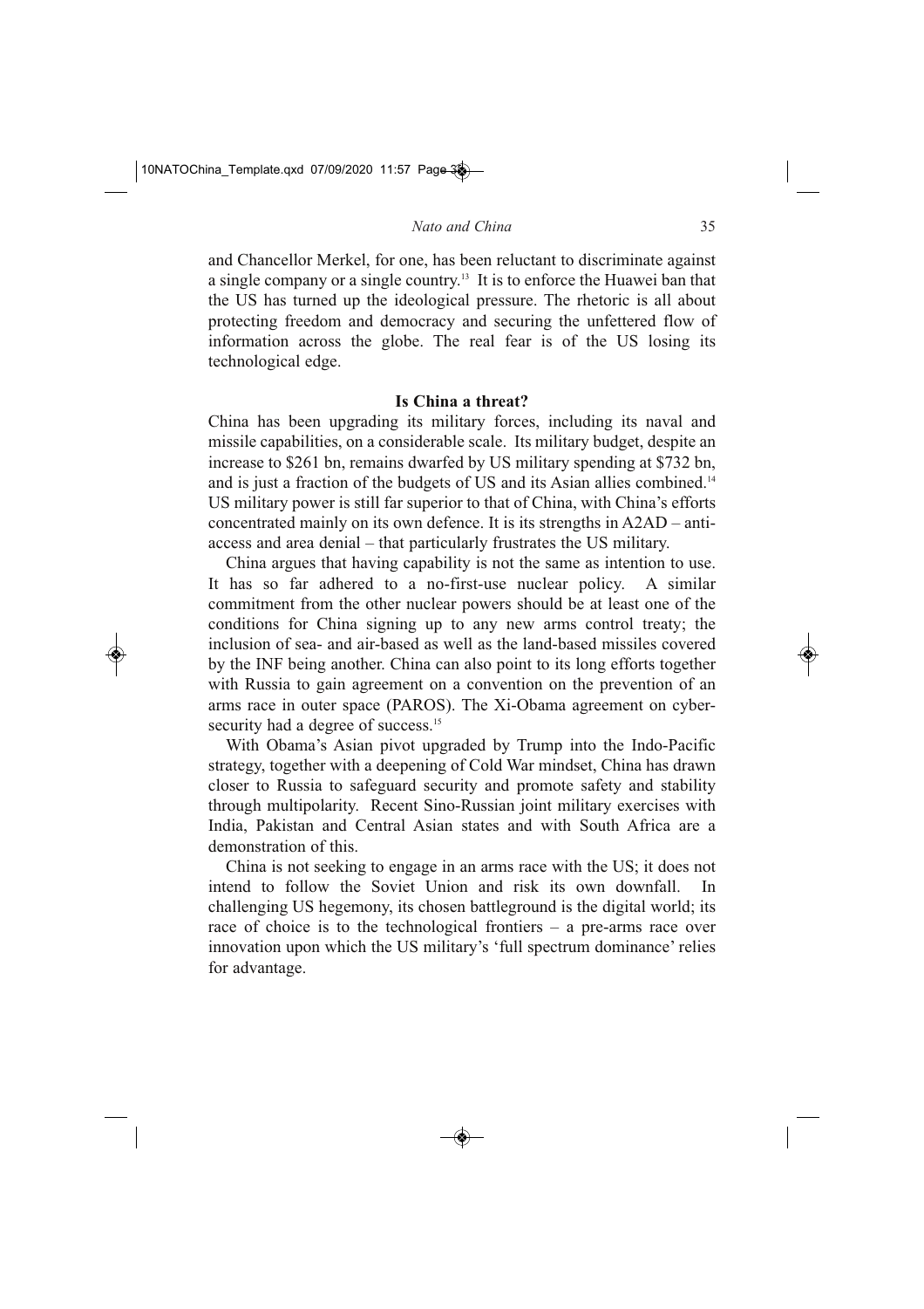and Chancellor Merkel, for one, has been reluctant to discriminate against a single company or a single country.[13] It is to enforce the Huawei ban that the US has turned up the ideological pressure. The rhetoric is all about protecting freedom and democracy and securing the unfettered flow of information across the globe. The real fear is of the US losing its technological edge.

## Is China a threat?

China has been upgrading its military forces, including its naval and missile capabilities, on a considerable scale. Its military budget, despite an increase to $261 bn, remains dwarfed by US military spending at $732 bn, and is just a fraction of the budgets of US and its Asian allies combined.[14] US military power is still far superior to that of China, with China's efforts concentrated mainly on its own defence. It is its strengths in A2AD – anti-access and area denial – that particularly frustrates the US military.

China argues that having capability is not the same as intention to use. It has so far adhered to a no-first-use nuclear policy. A similar commitment from the other nuclear powers should be at least one of the conditions for China signing up to any new arms control treaty; the inclusion of sea- and air-based as well as the land-based missiles covered by the INF being another. China can also point to its long efforts together with Russia to gain agreement on a convention on the prevention of an arms race in outer space (PAROS). The Xi-Obama agreement on cyber-security had a degree of success.[15]

With Obama's Asian pivot upgraded by Trump into the Indo-Pacific strategy, together with a deepening of Cold War mindset, China has drawn closer to Russia to safeguard security and promote safety and stability through multipolarity. Recent Sino-Russian joint military exercises with India, Pakistan and Central Asian states and with South Africa are a demonstration of this.

China is not seeking to engage in an arms race with the US; it does not intend to follow the Soviet Union and risk its own downfall. In challenging US hegemony, its chosen battleground is the digital world; its race of choice is to the technological frontiers – a pre-arms race over innovation upon which the US military's 'full spectrum dominance' relies for advantage.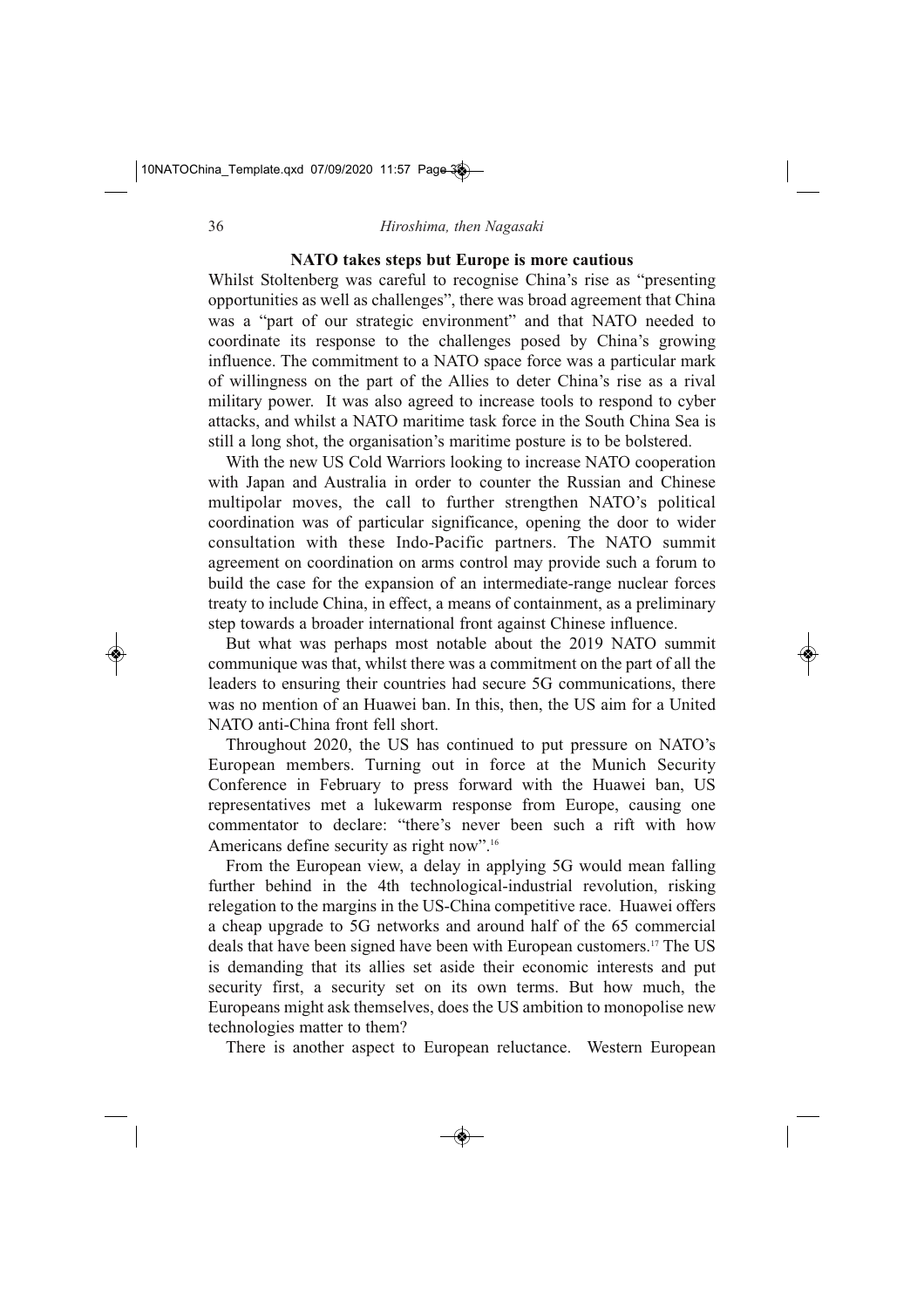## NATO takes steps but Europe is more cautious

Whilst Stoltenberg was careful to recognise China's rise as "presenting opportunities as well as challenges", there was broad agreement that China was a "part of our strategic environment" and that NATO needed to coordinate its response to the challenges posed by China's growing influence. The commitment to a NATO space force was a particular mark of willingness on the part of the Allies to deter China's rise as a rival military power. It was also agreed to increase tools to respond to cyber attacks, and whilst a NATO maritime task force in the South China Sea is still a long shot, the organisation's maritime posture is to be bolstered.

With the new US Cold Warriors looking to increase NATO cooperation with Japan and Australia in order to counter the Russian and Chinese multipolar moves, the call to further strengthen NATO's political coordination was of particular significance, opening the door to wider consultation with these Indo-Pacific partners. The NATO summit agreement on coordination on arms control may provide such a forum to build the case for the expansion of an intermediate-range nuclear forces treaty to include China, in effect, a means of containment, as a preliminary step towards a broader international front against Chinese influence.

But what was perhaps most notable about the 2019 NATO summit communique was that, whilst there was a commitment on the part of all the leaders to ensuring their countries had secure 5G communications, there was no mention of an Huawei ban. In this, then, the US aim for a United NATO anti-China front fell short.

Throughout 2020, the US has continued to put pressure on NATO's European members. Turning out in force at the Munich Security Conference in February to press forward with the Huawei ban, US representatives met a lukewarm response from Europe, causing one commentator to declare: "there's never been such a rift with how Americans define security as right now".[16]

From the European view, a delay in applying 5G would mean falling further behind in the 4th technological-industrial revolution, risking relegation to the margins in the US-China competitive race. Huawei offers a cheap upgrade to 5G networks and around half of the 65 commercial deals that have been signed have been with European customers.[17] The US is demanding that its allies set aside their economic interests and put security first, a security set on its own terms. But how much, the Europeans might ask themselves, does the US ambition to monopolise new technologies matter to them?

There is another aspect to European reluctance. Western European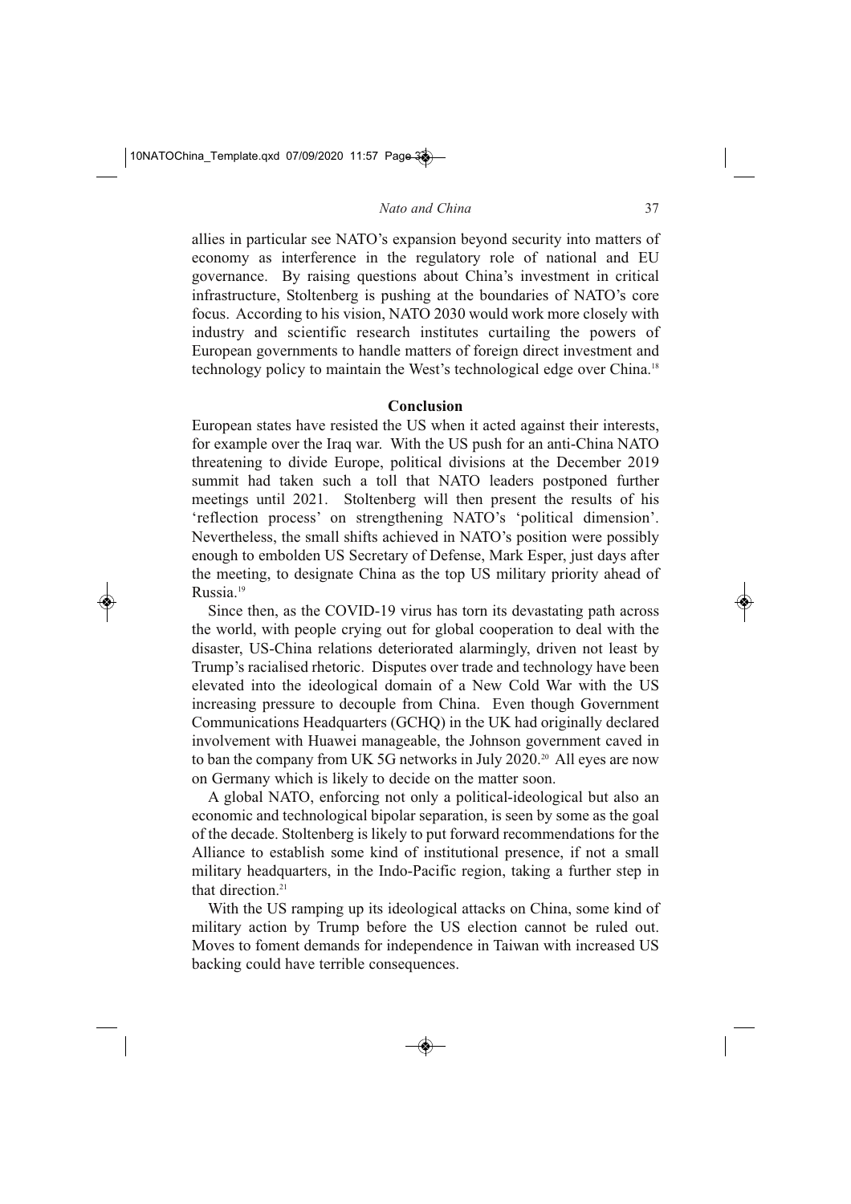allies in particular see NATO's expansion beyond security into matters of economy as interference in the regulatory role of national and EU governance. By raising questions about China's investment in critical infrastructure, Stoltenberg is pushing at the boundaries of NATO's core focus. According to his vision, NATO 2030 would work more closely with industry and scientific research institutes curtailing the powers of European governments to handle matters of foreign direct investment and technology policy to maintain the West's technological edge over China.[18]

## Conclusion

European states have resisted the US when it acted against their interests, for example over the Iraq war. With the US push for an anti-China NATO threatening to divide Europe, political divisions at the December 2019 summit had taken such a toll that NATO leaders postponed further meetings until 2021. Stoltenberg will then present the results of his 'reflection process' on strengthening NATO's 'political dimension'. Nevertheless, the small shifts achieved in NATO's position were possibly enough to embolden US Secretary of Defense, Mark Esper, just days after the meeting, to designate China as the top US military priority ahead of Russia.[19]

Since then, as the COVID-19 virus has torn its devastating path across the world, with people crying out for global cooperation to deal with the disaster, US-China relations deteriorated alarmingly, driven not least by Trump's racialised rhetoric. Disputes over trade and technology have been elevated into the ideological domain of a New Cold War with the US increasing pressure to decouple from China. Even though Government Communications Headquarters (GCHQ) in the UK had originally declared involvement with Huawei manageable, the Johnson government caved in to ban the company from UK 5G networks in July 2020.[20] All eyes are now on Germany which is likely to decide on the matter soon.

A global NATO, enforcing not only a political-ideological but also an economic and technological bipolar separation, is seen by some as the goal of the decade. Stoltenberg is likely to put forward recommendations for the Alliance to establish some kind of institutional presence, if not a small military headquarters, in the Indo-Pacific region, taking a further step in that direction.[21]

With the US ramping up its ideological attacks on China, some kind of military action by Trump before the US election cannot be ruled out. Moves to foment demands for independence in Taiwan with increased US backing could have terrible consequences.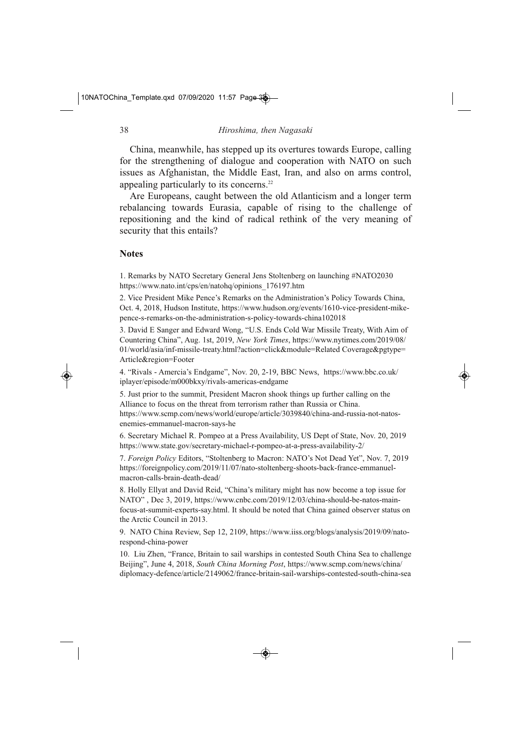China, meanwhile, has stepped up its overtures towards Europe, calling for the strengthening of dialogue and cooperation with NATO on such issues as Afghanistan, the Middle East, Iran, and also on arms control, appealing particularly to its concerns.[22]

Are Europeans, caught between the old Atlanticism and a longer term rebalancing towards Eurasia, capable of rising to the challenge of repositioning and the kind of radical rethink of the very meaning of security that this entails?

## Notes

1. Remarks by NATO Secretary General Jens Stoltenberg on launching #NATO2030 https://www.nato.int/cps/en/natohq/opinions_176197.htm

2. Vice President Mike Pence's Remarks on the Administration's Policy Towards China, Oct. 4, 2018, Hudson Institute, https://www.hudson.org/events/1610-vice-president-mike-pence-s-remarks-on-the-administration-s-policy-towards-china102018

3. David E Sanger and Edward Wong, "U.S. Ends Cold War Missile Treaty, With Aim of Countering China", Aug. 1st, 2019, *New York Times*, https://www.nytimes.com/2019/08/01/world/asia/inf-missile-treaty.html?action=click&module=Related Coverage&pgtype=Article&region=Footer

4. "Rivals - Amercia's Endgame", Nov. 20, 2-19, BBC News, https://www.bbc.co.uk/iplayer/episode/m000bkxy/rivals-americas-endgame

5. Just prior to the summit, President Macron shook things up further calling on the Alliance to focus on the threat from terrorism rather than Russia or China. https://www.scmp.com/news/world/europe/article/3039840/china-and-russia-not-natos-enemies-emmanuel-macron-says-he

6. Secretary Michael R. Pompeo at a Press Availability, US Dept of State, Nov. 20, 2019 https://www.state.gov/secretary-michael-r-pompeo-at-a-press-availability-2/

7. *Foreign Policy* Editors, "Stoltenberg to Macron: NATO's Not Dead Yet", Nov. 7, 2019 https://foreignpolicy.com/2019/11/07/nato-stoltenberg-shoots-back-france-emmanuel-macron-calls-brain-death-dead/

8. Holly Ellyat and David Reid, "China's military might has now become a top issue for NATO" , Dec 3, 2019, https://www.cnbc.com/2019/12/03/china-should-be-natos-main-focus-at-summit-experts-say.html. It should be noted that China gained observer status on the Arctic Council in 2013.

9. NATO China Review, Sep 12, 2109, https://www.iiss.org/blogs/analysis/2019/09/nato-respond-china-power

10. Liu Zhen, "France, Britain to sail warships in contested South China Sea to challenge Beijing", June 4, 2018, *South China Morning Post*, https://www.scmp.com/news/china/diplomacy-defence/article/2149062/france-britain-sail-warships-contested-south-china-sea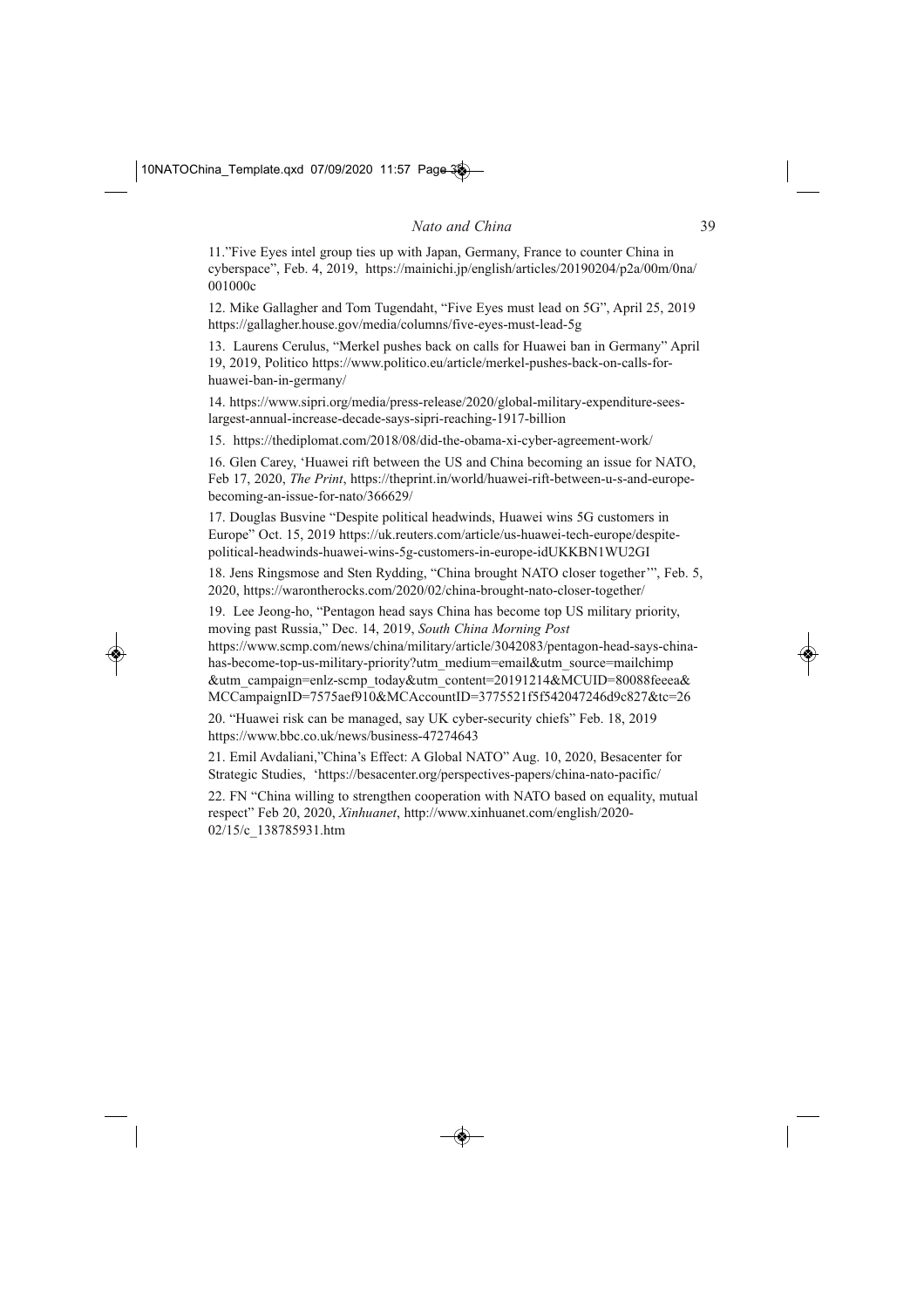11."Five Eyes intel group ties up with Japan, Germany, France to counter China in cyberspace", Feb. 4, 2019, https://mainichi.jp/english/articles/20190204/p2a/00m/0na/001000c

12. Mike Gallagher and Tom Tugendaht, "Five Eyes must lead on 5G", April 25, 2019 https://gallagher.house.gov/media/columns/five-eyes-must-lead-5g

13. Laurens Cerulus, "Merkel pushes back on calls for Huawei ban in Germany" April 19, 2019, Politico https://www.politico.eu/article/merkel-pushes-back-on-calls-for-huawei-ban-in-germany/

14. https://www.sipri.org/media/press-release/2020/global-military-expenditure-sees-largest-annual-increase-decade-says-sipri-reaching-1917-billion

15. https://thediplomat.com/2018/08/did-the-obama-xi-cyber-agreement-work/

16. Glen Carey, 'Huawei rift between the US and China becoming an issue for NATO, Feb 17, 2020, *The Print*, https://theprint.in/world/huawei-rift-between-u-s-and-europe-becoming-an-issue-for-nato/366629/

17. Douglas Busvine "Despite political headwinds, Huawei wins 5G customers in Europe" Oct. 15, 2019 https://uk.reuters.com/article/us-huawei-tech-europe/despite-political-headwinds-huawei-wins-5g-customers-in-europe-idUKKBN1WU2GI

18. Jens Ringsmose and Sten Rydding, "China brought NATO closer together'", Feb. 5, 2020, https://warontherocks.com/2020/02/china-brought-nato-closer-together/

19. Lee Jeong-ho, "Pentagon head says China has become top US military priority, moving past Russia," Dec. 14, 2019, *South China Morning Post* https://www.scmp.com/news/china/military/article/3042083/pentagon-head-says-china-has-become-top-us-military-priority?utm_medium=email&utm_source=mailchimp &utm_campaign=enlz-scmp_today&utm_content=20191214&MCUID=80088feeea& MCCampaignID=7575aef910&MCAccountID=3775521f5f542047246d9c827&tc=26

20. "Huawei risk can be managed, say UK cyber-security chiefs" Feb. 18, 2019 https://www.bbc.co.uk/news/business-47274643

21. Emil Avdaliani,"China's Effect: A Global NATO" Aug. 10, 2020, Besacenter for Strategic Studies, 'https://besacenter.org/perspectives-papers/china-nato-pacific/

22. FN "China willing to strengthen cooperation with NATO based on equality, mutual respect" Feb 20, 2020, *Xinhuanet*, http://www.xinhuanet.com/english/2020-02/15/c_138785931.htm